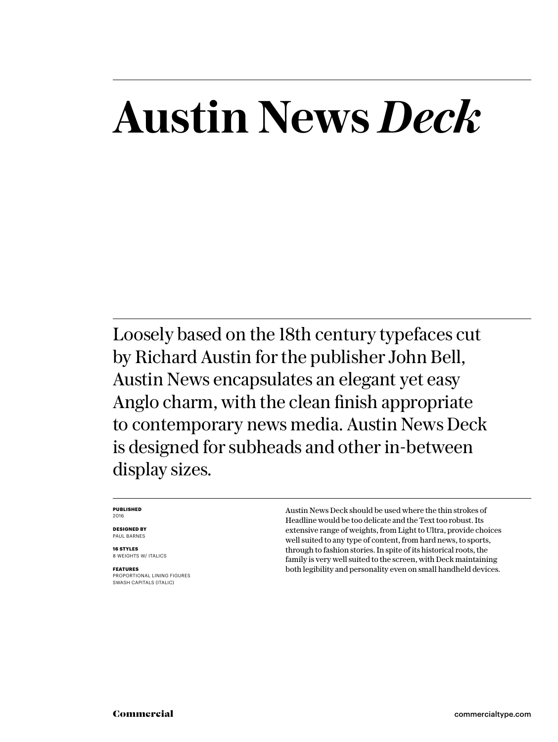# Austin News *Deck*

Loosely based on the 18th century typefaces cut by Richard Austin for the publisher John Bell, Austin News encapsulates an elegant yet easy Anglo charm, with the clean finish appropriate to contemporary news media. Austin News Deck is designed for subheads and other in-between display sizes.

**PUBLISHED**
2016

**DESIGNED BY**
PAUL BARNES

**16 STYLES**
8 WEIGHTS W/ ITALICS

**FEATURES**
PROPORTIONAL LINING FIGURES
SWASH CAPITALS (ITALIC)

Austin News Deck should be used where the thin strokes of Headline would be too delicate and the Text too robust. Its extensive range of weights, from Light to Ultra, provide choices well suited to any type of content, from hard news, to sports, through to fashion stories. In spite of its historical roots, the family is very well suited to the screen, with Deck maintaining both legibility and personality even on small handheld devices.

**Commercial** commercialtype.com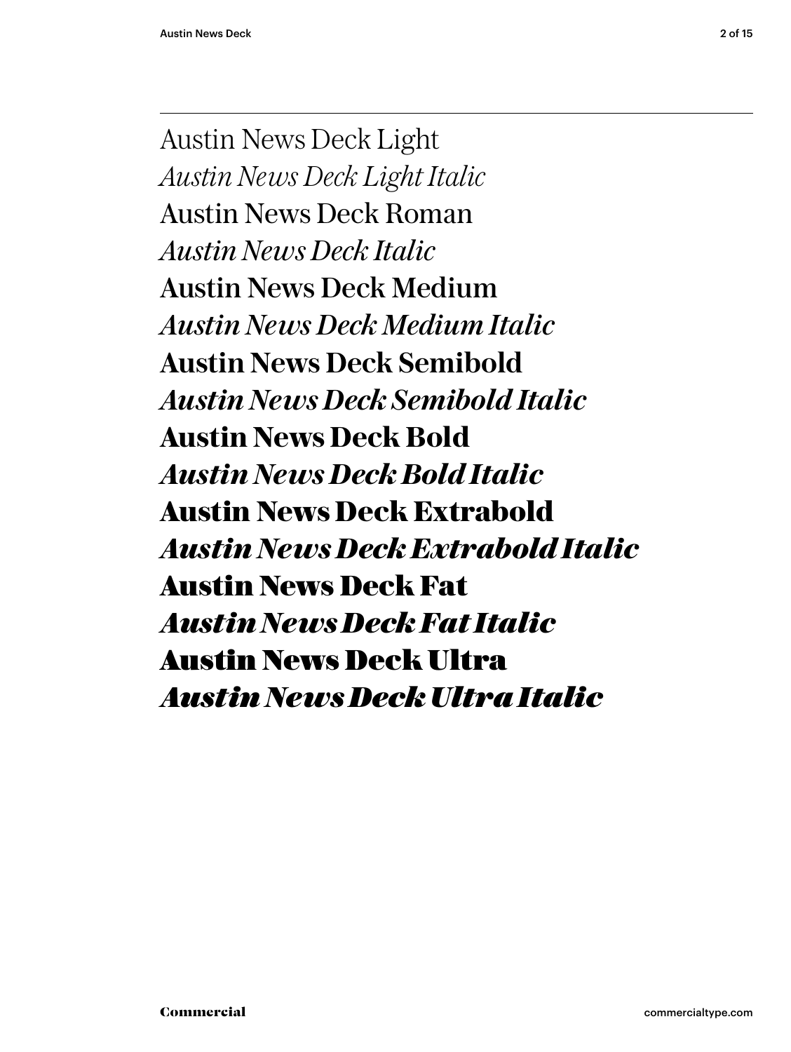Austin News Deck Light

*Austin News Deck Light Italic*

Austin News Deck Roman

*Austin News Deck Italic*

Austin News Deck Medium

*Austin News Deck Medium Italic*

**Austin News Deck Semibold**

***Austin News Deck Semibold Italic***

**Austin News Deck Bold**

***Austin News Deck Bold Italic***

**Austin News Deck Extrabold**

***Austin News Deck Extrabold Italic***

**Austin News Deck Fat**

***Austin News Deck Fat Italic***

**Austin News Deck Ultra**

***Austin News Deck Ultra Italic***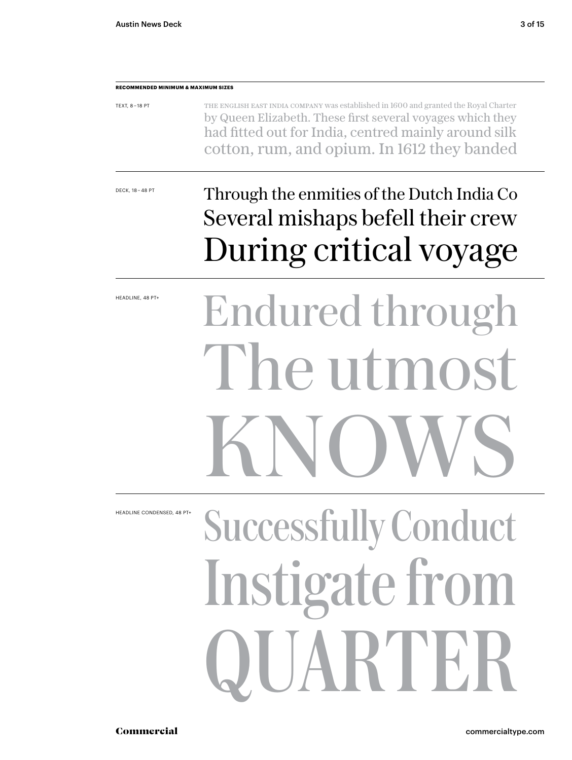**RECOMMENDED MINIMUM & MAXIMUM SIZES**

TEXT, 8–18 PT

THE ENGLISH EAST INDIA COMPANY was established in 1600 and granted the Royal Charter by Queen Elizabeth. These first several voyages which they had fitted out for India, centred mainly around silk cotton, rum, and opium. In 1612 they banded

DECK, 18–48 PT

Through the enmities of the Dutch India Co
Several mishaps befell their crew
During critical voyage

HEADLINE, 48 PT+

Endured through
The utmost
KNOWS

HEADLINE CONDENSED, 48 PT+

Successfully Conduct
Instigate from
QUARTER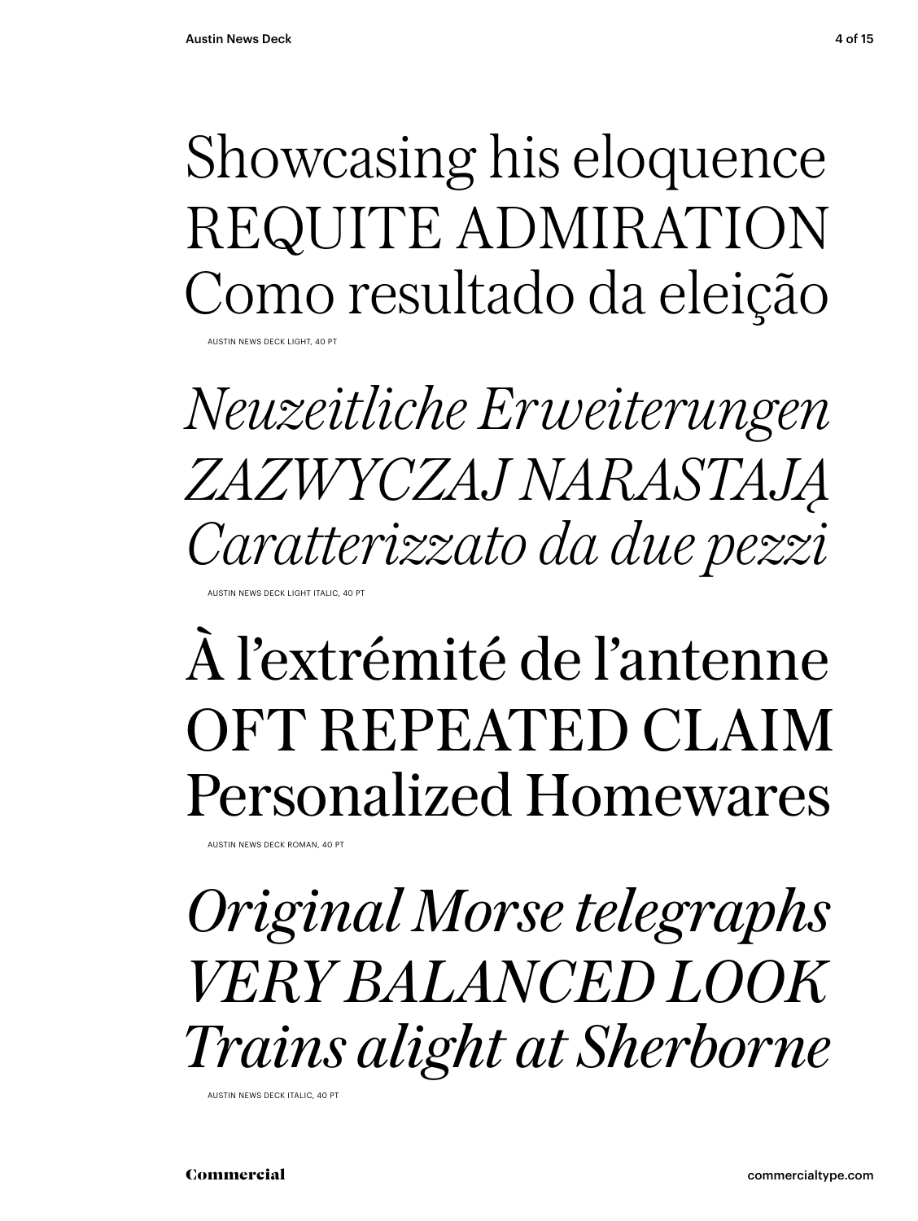Showcasing his eloquence
REQUITE ADMIRATION
Como resultado da eleição

AUSTIN NEWS DECK LIGHT, 40 PT

*Neuzeitliche Erweiterungen*
*ZAZWYCZAJ NARASTAJĄ*
*Caratterizzato da due pezzi*

AUSTIN NEWS DECK LIGHT ITALIC, 40 PT

À l’extrémité de l’antenne
OFT REPEATED CLAIM
Personalized Homewares

AUSTIN NEWS DECK ROMAN, 40 PT

*Original Morse telegraphs*
*VERY BALANCED LOOK*
*Trains alight at Sherborne*

AUSTIN NEWS DECK ITALIC, 40 PT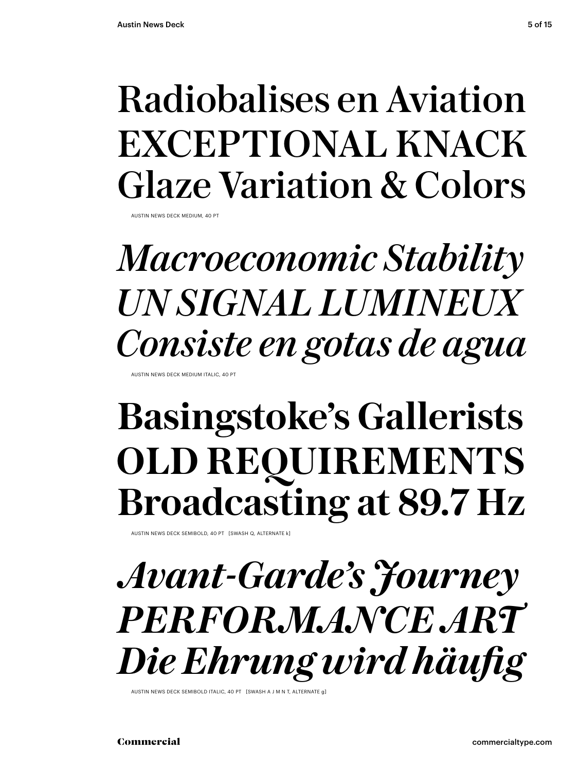Radiobalises en Aviation
EXCEPTIONAL KNACK
Glaze Variation & Colors

AUSTIN NEWS DECK MEDIUM, 40 PT

*Macroeconomic Stability*
*UN SIGNAL LUMINEUX*
*Consiste en gotas de agua*

AUSTIN NEWS DECK MEDIUM ITALIC, 40 PT

**Basingstoke's Gallerists**
**OLD REQUIREMENTS**
**Broadcasting at 89.7 Hz**

AUSTIN NEWS DECK SEMIBOLD, 40 PT [SWASH Q, ALTERNATE k]

***Avant-Garde's Journey***
***PERFORMANCE ART***
***Die Ehrung wird häufig***

AUSTIN NEWS DECK SEMIBOLD ITALIC, 40 PT [SWASH A J M N T, ALTERNATE g]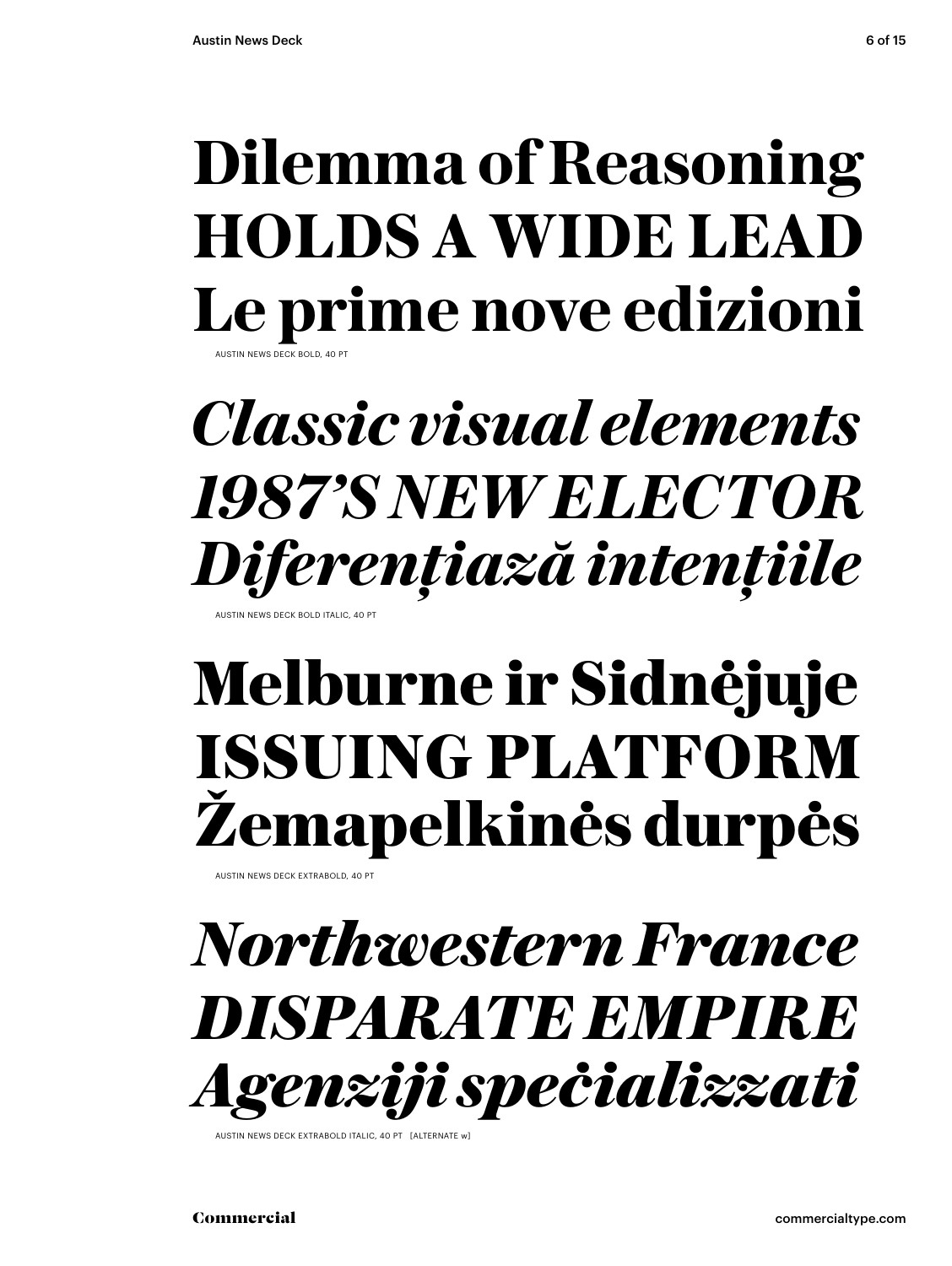**Dilemma of Reasoning**
**HOLDS A WIDE LEAD**
**Le prime nove edizioni**

AUSTIN NEWS DECK BOLD, 40 PT

***Classic visual elements***
***1987'S NEW ELECTOR***
***Diferențiază intențiile***

AUSTIN NEWS DECK BOLD ITALIC, 40 PT

**Melburne ir Sidnėjuje**
**ISSUING PLATFORM**
**Žemapelkinės durpės**

AUSTIN NEWS DECK EXTRABOLD, 40 PT

***Northwestern France***
***DISPARATE EMPIRE***
***Agenziji speċjalizzati***

AUSTIN NEWS DECK EXTRABOLD ITALIC, 40 PT [ALTERNATE w]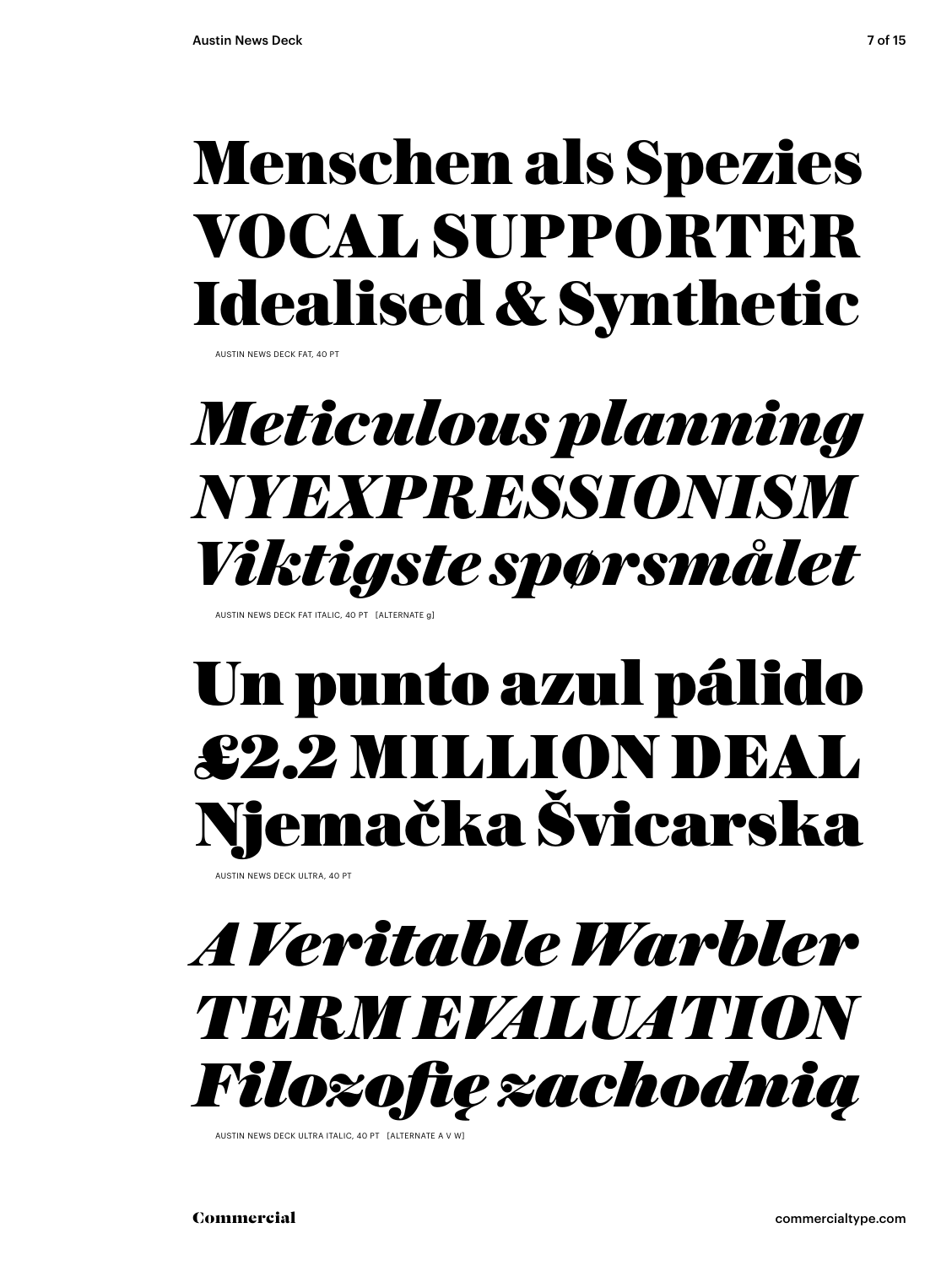**Menschen als Spezies**
**VOCAL SUPPORTER**
**Idealised & Synthetic**

AUSTIN NEWS DECK FAT, 40 PT

***Meticulous planning***
***NYEXPRESSIONISM***
***Viktigste spørsmålet***

AUSTIN NEWS DECK FAT ITALIC, 40 PT [ALTERNATE g]

**Un punto azul pálido**
**£2.2 MILLION DEAL**
**Njemačka Švicarska**

AUSTIN NEWS DECK ULTRA, 40 PT

***A Veritable Warbler***
***TERM EVALUATION***
***Filozofię zachodnią***

AUSTIN NEWS DECK ULTRA ITALIC, 40 PT [ALTERNATE A V W]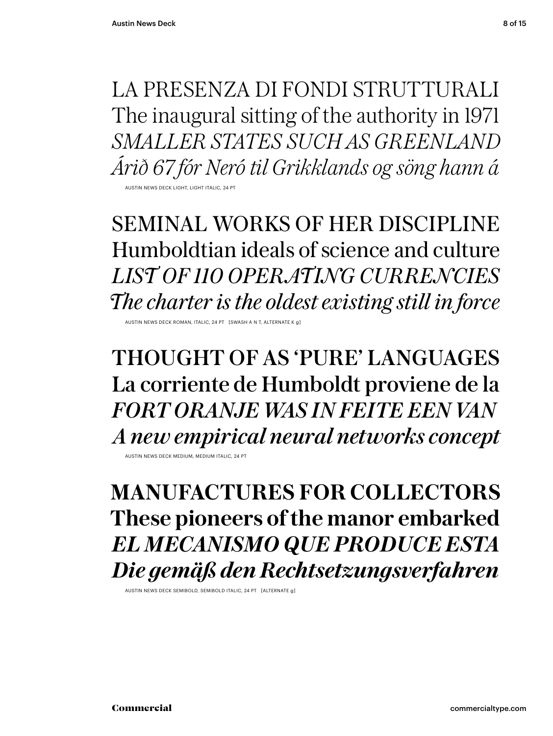LA PRESENZA DI FONDI STRUTTURALI
The inaugural sitting of the authority in 1971
*SMALLER STATES SUCH AS GREENLAND*
*Árið 67 fór Neró til Grikklands og söng hann á*

AUSTIN NEWS DECK LIGHT, LIGHT ITALIC, 24 PT

SEMINAL WORKS OF HER DISCIPLINE
Humboldtian ideals of science and culture
*LIST OF 110 OPERATING CURRENCIES*
*The charter is the oldest existing still in force*

AUSTIN NEWS DECK ROMAN, ITALIC, 24 PT [SWASH A N T, ALTERNATE K g]

THOUGHT OF AS 'PURE' LANGUAGES
La corriente de Humboldt proviene de la
*FORT ORANJE WAS IN FEITE EEN VAN*
*A new empirical neural networks concept*

AUSTIN NEWS DECK MEDIUM, MEDIUM ITALIC, 24 PT

**MANUFACTURES FOR COLLECTORS**
**These pioneers of the manor embarked**
***EL MECANISMO QUE PRODUCE ESTA***
***Die gemäß den Rechtsetzungsverfahren***

AUSTIN NEWS DECK SEMIBOLD, SEMIBOLD ITALIC, 24 PT [ALTERNATE g]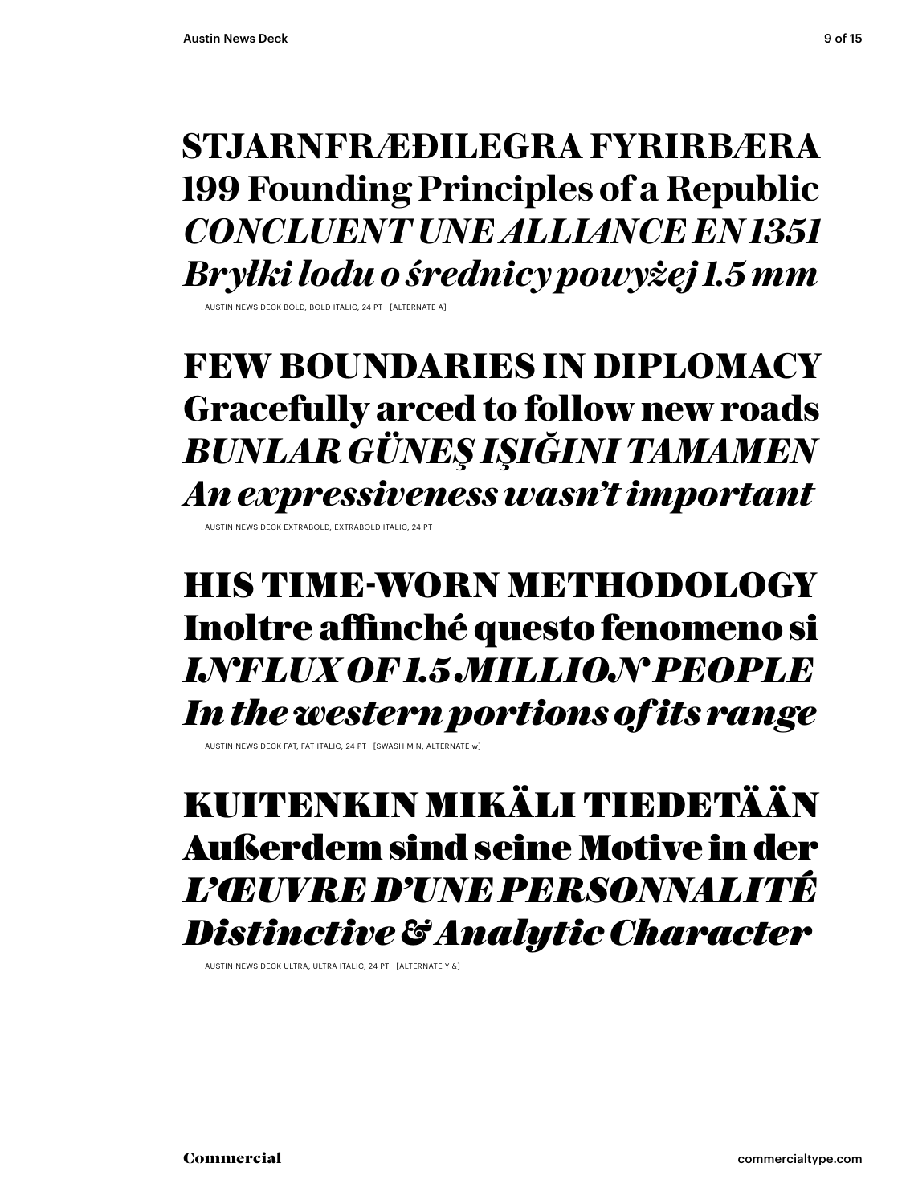**STJARNFRÆÐILEGRA FYRIRBÆRA**
**199 Founding Principles of a Republic**
***CONCLUENT UNE ALLIANCE EN 1351***
***Bryłki lodu o średnicy powyżej 1.5 mm***

AUSTIN NEWS DECK BOLD, BOLD ITALIC, 24 PT [ALTERNATE A]

**FEW BOUNDARIES IN DIPLOMACY**
**Gracefully arced to follow new roads**
***BUNLAR GÜNEŞ IŞIĞINI TAMAMEN***
***An expressiveness wasn't important***

AUSTIN NEWS DECK EXTRABOLD, EXTRABOLD ITALIC, 24 PT

**HIS TIME-WORN METHODOLOGY**
**Inoltre affinché questo fenomeno si**
***INFLUX OF 1.5 MILLION PEOPLE***
***In the western portions of its range***

AUSTIN NEWS DECK FAT, FAT ITALIC, 24 PT [SWASH M N, ALTERNATE w]

**KUITENKIN MIKÄLI TIEDETÄÄN**
**Außerdem sind seine Motive in der**
***L'ŒUVRE D'UNE PERSONNALITÉ***
***Distinctive & Analytic Character***

AUSTIN NEWS DECK ULTRA, ULTRA ITALIC, 24 PT [ALTERNATE Y &]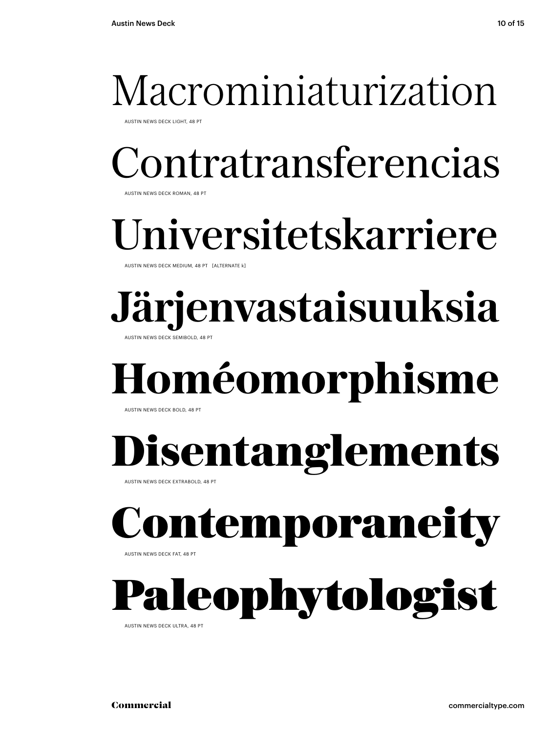Macrominiaturization

AUSTIN NEWS DECK LIGHT, 48 PT

Contratransferencias

AUSTIN NEWS DECK ROMAN, 48 PT

Universitetskarriere

AUSTIN NEWS DECK MEDIUM, 48 PT [ALTERNATE k]

**Järjenvastaisuuksia**

AUSTIN NEWS DECK SEMIBOLD, 48 PT

**Homéomorphisme**

AUSTIN NEWS DECK BOLD, 48 PT

**Disentanglements**

AUSTIN NEWS DECK EXTRABOLD, 48 PT

**Contemporaneity**

AUSTIN NEWS DECK FAT, 48 PT

**Paleophytologist**

AUSTIN NEWS DECK ULTRA, 48 PT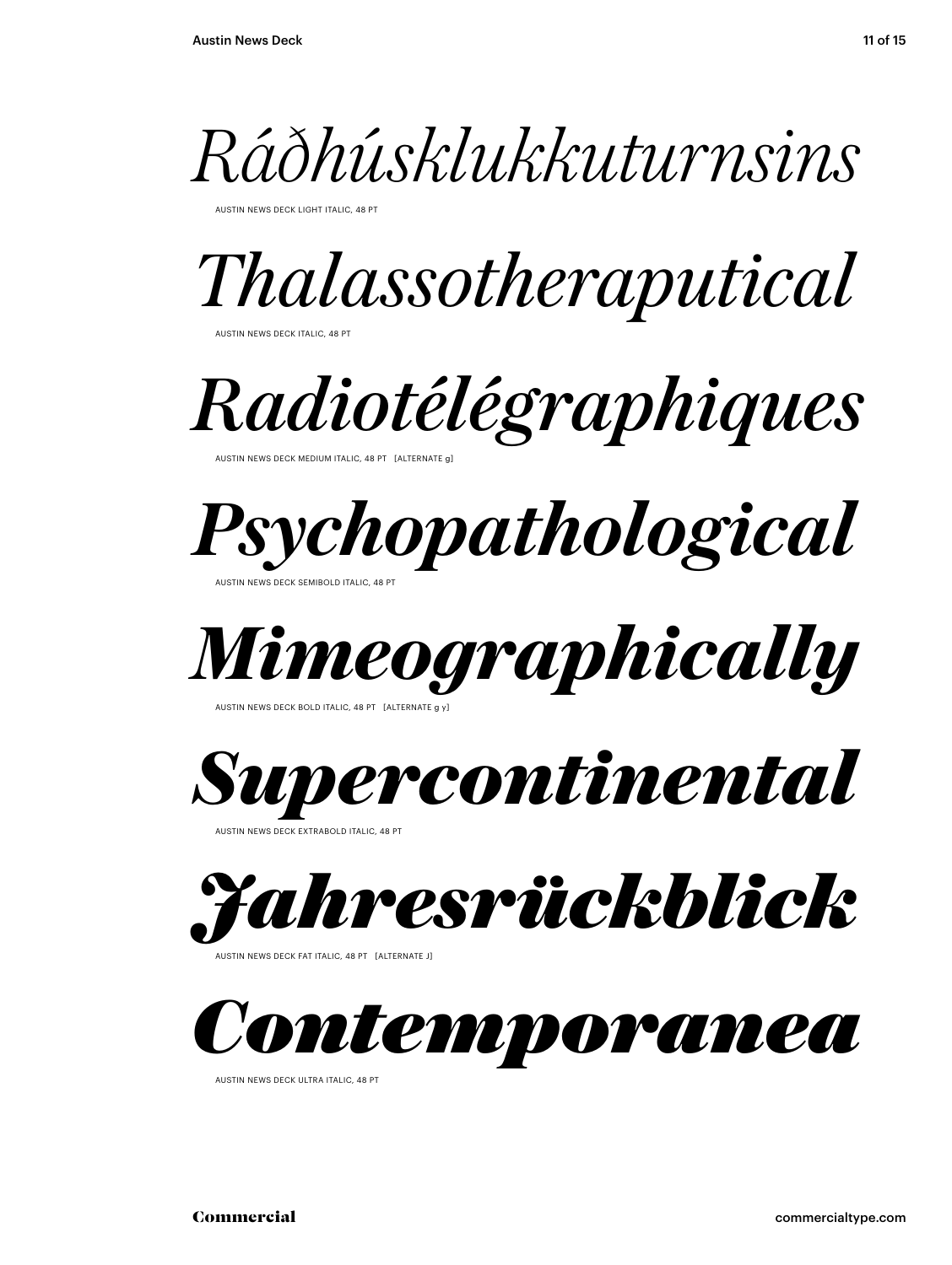*Ráðhúsklukkuturnsins*

AUSTIN NEWS DECK LIGHT ITALIC, 48 PT

*Thalassotheraputical*

AUSTIN NEWS DECK ITALIC, 48 PT

*Radiotélégraphiques*

AUSTIN NEWS DECK MEDIUM ITALIC, 48 PT [ALTERNATE g]

***Psychopathological***

AUSTIN NEWS DECK SEMIBOLD ITALIC, 48 PT

***Mimeographically***

AUSTIN NEWS DECK BOLD ITALIC, 48 PT [ALTERNATE g y]

***Supercontinental***

AUSTIN NEWS DECK EXTRABOLD ITALIC, 48 PT

***Jahresrückblick***

AUSTIN NEWS DECK FAT ITALIC, 48 PT [ALTERNATE J]

***Contemporanea***

AUSTIN NEWS DECK ULTRA ITALIC, 48 PT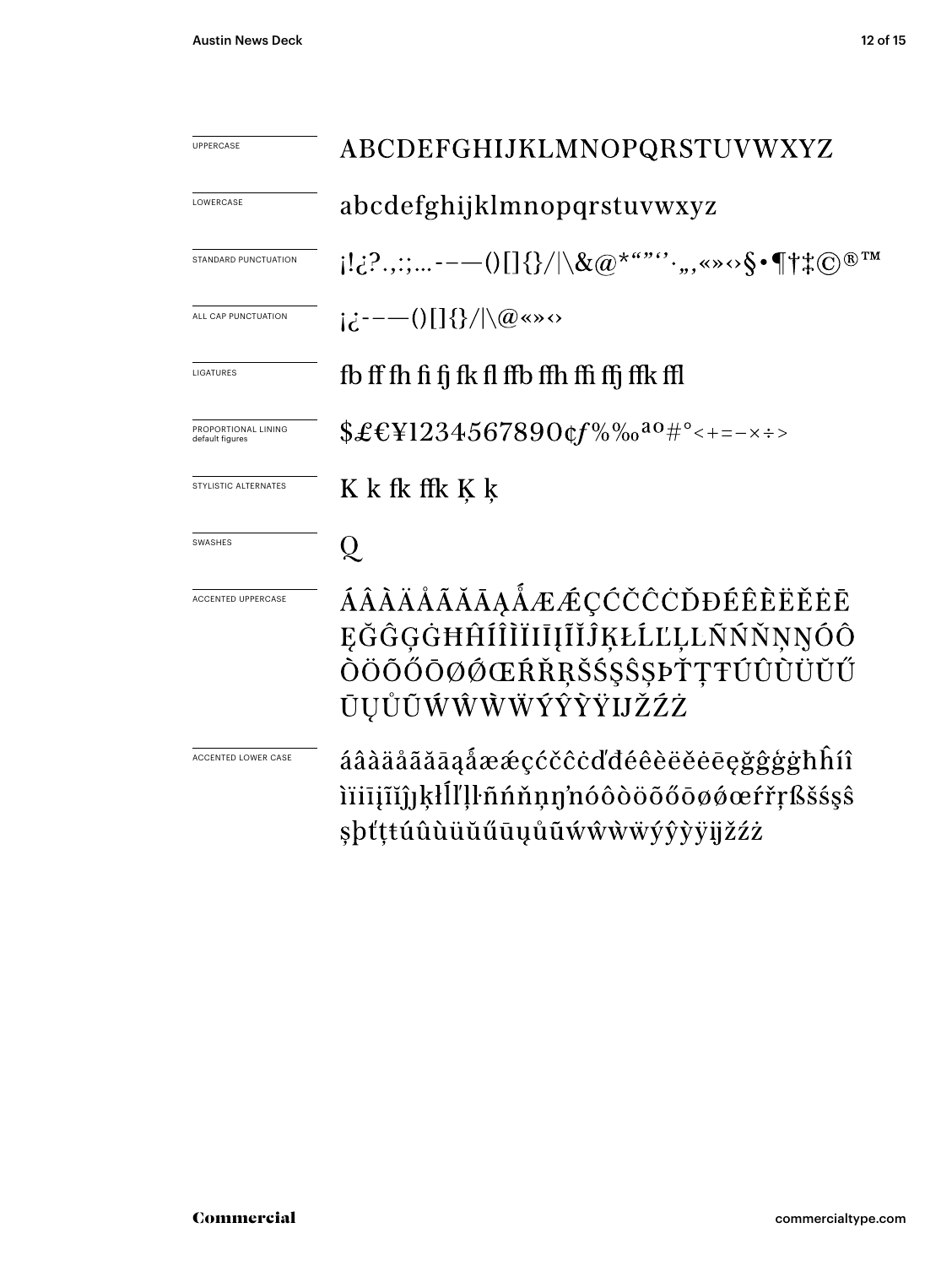| | |
|---|---|
| UPPERCASE | ABCDEFGHIJKLMNOPQRSTUVWXYZ |
| LOWERCASE | abcdefghijklmnopqrstuvwxyz |
| STANDARD PUNCTUATION | ¡!¿?.,:;...-–—()[]{}/\|\&@*“”‘’·„‚«»‹›§•¶†‡©®™ |
| ALL CAP PUNCTUATION | ¡¿-–—()[]{}/\|\@«»‹› |
| LIGATURES | fb ff fh fi fj fk fl ffb ffh ffi ffj ffk ffl |
| PROPORTIONAL LINING default figures | $£€¥1234567890¢ƒ%‰ªº#°<+=−×÷> |
| STYLISTIC ALTERNATES | K k fk ffk Ķ ķ |
| SWASHES | Q |
| ACCENTED UPPERCASE | ÁÂÀÄÅÃĂĀĄǺÆǼÇĆČĈĊĎĐÉÊÈËĚĖĒĘĞĜĢĠĦĤÍÎÌÏİĪĮĨĬĴĶŁĹĽĻĿÑŃŇŅŊÓÔÒÖÕŐŌØǾŒŔŘŖŠŚŞŜȘÞŤŢŦÚÛÙÜŬŰŪŲŮŨẂŴẀẄÝŶỲŸĲŽŹŻ |
| ACCENTED LOWER CASE | áâàäåãăāąǻæǽçćčĉċďđéêèëěėēęğĝģġħĥíîìïıīįĩĭĵȷķłĺľļŀñńňņŋŉóôòöõőōøǿœŕřŗßšśşŝșþťţŧúûùüŭűūųůũẃŵẁẅýŷỳÿĳžźż |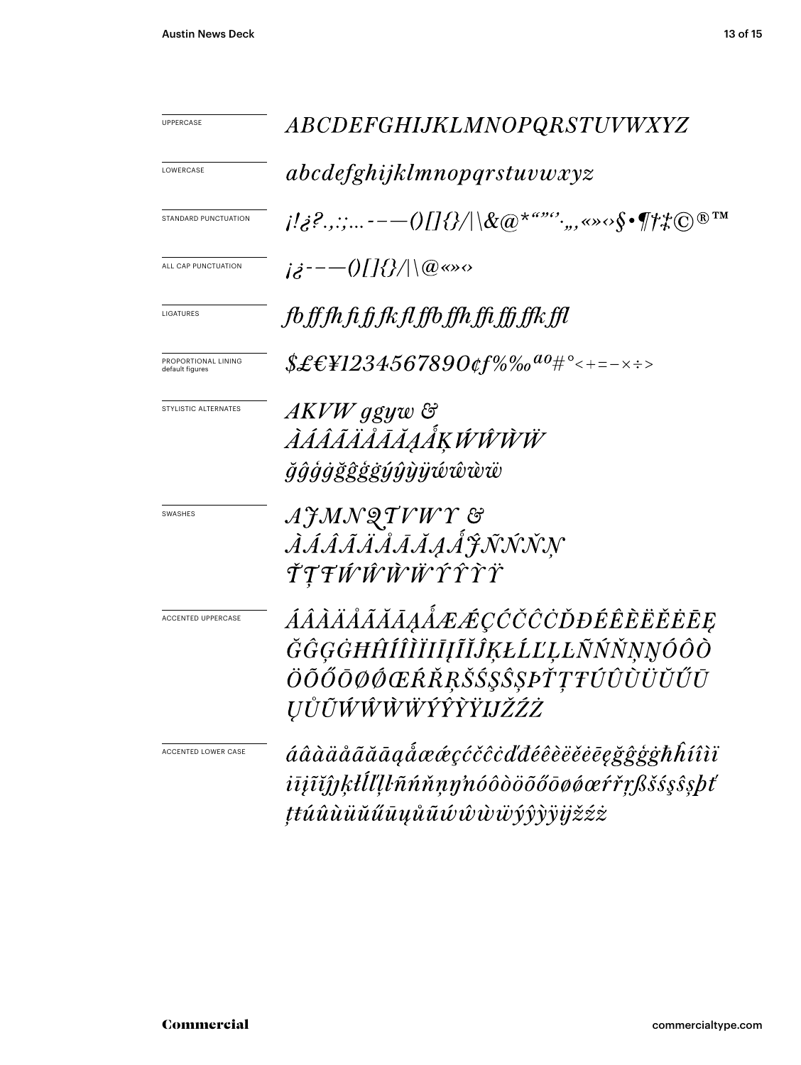UPPERCASE

*ABCDEFGHIJKLMNOPQRSTUVWXYZ*

LOWERCASE

*abcdefghijklmnopqrstuvwxyz*

STANDARD PUNCTUATION

*¡!¿?.,:;...-–—()[]{}/|\&@*“”‘’·„‚«»‹›§•¶†‡©®™*

ALL CAP PUNCTUATION

*¡¿-–—()[]{}/|\@«»‹›*

LIGATURES

*fb ff fh fi fj fk fl ffb ffh ffi ffj ffk ffl*

PROPORTIONAL LINING
default figures

*$£€¥1234567890¢f%‰ªº#°<+=−×÷>*

STYLISTIC ALTERNATES

*AKVW ggyw &*
*ÀÁÂÃÄÅĀĂĄǺĶẂŴẀẄ*
*ğĝģġğĝģġýŷỳÿẃŵẁẅ*

SWASHES

*AJMNQTVWY &*
*ÀÁÂÃÄÅĀĂĄǺĴÑŃŇŅ*
*ŤŢŦẂŴẀẄÝŶỲŸ*

ACCENTED UPPERCASE

*ÁÂÀÄÅÃĂĀĄǺÆǼÇĆČĈĊĎĐÉÊÈËĚĖĒĘ*
*ĞĜĢĠĦĤÍÎÌÏIĪĮĨĬĴĶŁĹĽĻĿÑŃŇŅŊÓÔÒ*
*ÖÕŐŌØǾŒŔŘŖŠŚŞŜȘÞŤŢŦÚÛÙÜŬŰŪ*
*ŲŮŨẂŴẀẄÝŶỲŸĲŽŹŻ*

ACCENTED LOWER CASE

*áâàäåãăāąǻæǽçćčĉċďđéêèëěėēęğĝģġħĥíîìï*
*iīįĩĭĵķłĺľļŀñńňņŋŉóôòöõőōøǿœŕřŗßšśşŝșþť*
*ţŧúûùüŭűūųůũẃŵẁẅýŷỳÿĳžźż*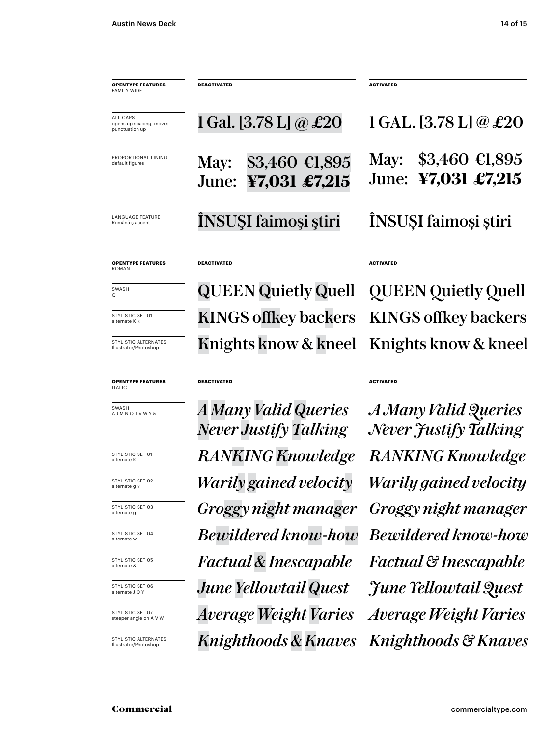| **OPENTYPE FEATURES** FAMILY WIDE | **DEACTIVATED** | **ACTIVATED** |
| --- | --- | --- |
| ALL CAPS opens up spacing, moves punctuation up | 1 Gal. [3.78 L] @ £20 | 1 GAL. [3.78 L] @ £20 |
| PROPORTIONAL LINING default figures | May: $3,460 €1,895 June: **¥7,031 £7,215** | May: $3,460 €1,895 June: **¥7,031 £7,215** |
| LANGUAGE FEATURE Română ș accent | ÎNSUŞI faimoşi ştiri | ÎNSUȘI faimoși știri |

| **OPENTYPE FEATURES** ROMAN | **DEACTIVATED** | **ACTIVATED** |
| --- | --- | --- |
| SWASH Q | QUEEN Quietly Quell | QUEEN Quietly Quell |
| STYLISTIC SET 01 alternate K k | KINGS offkey backers | KINGS offkey backers |
| STYLISTIC ALTERNATES Illustrator/Photoshop | Knights know & kneel | Knights know & kneel |

| **OPENTYPE FEATURES** ITALIC | **DEACTIVATED** | **ACTIVATED** |
| --- | --- | --- |
| SWASH A J M N Q T V W Y & | *A Many Valid Queries Never Justify Talking* | *A Many Valid Queries Never Justify Talking* |
| STYLISTIC SET 01 alternate K | *RANKING Knowledge* | *RANKING Knowledge* |
| STYLISTIC SET 02 alternate g y | *Warily gained velocity* | *Warily gained velocity* |
| STYLISTIC SET 03 alternate g | *Groggy night manager* | *Groggy night manager* |
| STYLISTIC SET 04 alternate w | *Bewildered know-how* | *Bewildered know-how* |
| STYLISTIC SET 05 alternate & | *Factual & Inescapable* | *Factual & Inescapable* |
| STYLISTIC SET 06 alternate J Q Y | *June Yellowtail Quest* | *June Yellowtail Quest* |
| STYLISTIC SET 07 steeper angle on A V W | *Average Weight Varies* | *Average Weight Varies* |
| STYLISTIC ALTERNATES Illustrator/Photoshop | *Knighthoods & Knaves* | *Knighthoods & Knaves* |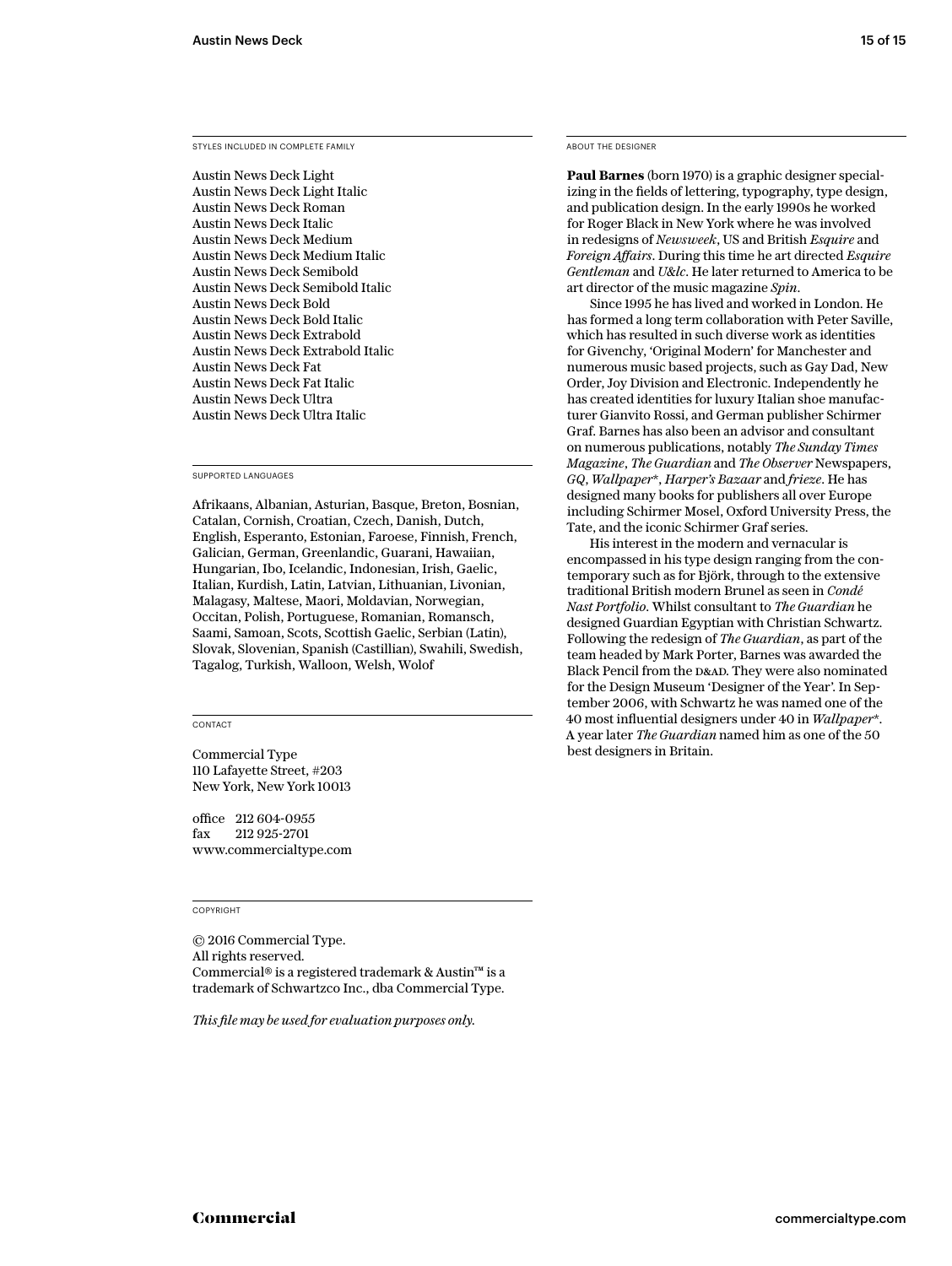## STYLES INCLUDED IN COMPLETE FAMILY

Austin News Deck Light
Austin News Deck Light Italic
Austin News Deck Roman
Austin News Deck Italic
Austin News Deck Medium
Austin News Deck Medium Italic
Austin News Deck Semibold
Austin News Deck Semibold Italic
Austin News Deck Bold
Austin News Deck Bold Italic
Austin News Deck Extrabold
Austin News Deck Extrabold Italic
Austin News Deck Fat
Austin News Deck Fat Italic
Austin News Deck Ultra
Austin News Deck Ultra Italic

## SUPPORTED LANGUAGES

Afrikaans, Albanian, Asturian, Basque, Breton, Bosnian, Catalan, Cornish, Croatian, Czech, Danish, Dutch, English, Esperanto, Estonian, Faroese, Finnish, French, Galician, German, Greenlandic, Guarani, Hawaiian, Hungarian, Ibo, Icelandic, Indonesian, Irish, Gaelic, Italian, Kurdish, Latin, Latvian, Lithuanian, Livonian, Malagasy, Maltese, Maori, Moldavian, Norwegian, Occitan, Polish, Portuguese, Romanian, Romansch, Saami, Samoan, Scots, Scottish Gaelic, Serbian (Latin), Slovak, Slovenian, Spanish (Castillian), Swahili, Swedish, Tagalog, Turkish, Walloon, Welsh, Wolof

## CONTACT

Commercial Type
110 Lafayette Street, #203
New York, New York 10013

office 212 604-0955
fax 212 925-2701
www.commercialtype.com

## COPYRIGHT

© 2016 Commercial Type.
All rights reserved.
Commercial® is a registered trademark & Austin™ is a trademark of Schwartzco Inc., dba Commercial Type.

*This file may be used for evaluation purposes only.*

## ABOUT THE DESIGNER

**Paul Barnes** (born 1970) is a graphic designer specializing in the fields of lettering, typography, type design, and publication design. In the early 1990s he worked for Roger Black in New York where he was involved in redesigns of *Newsweek*, US and British *Esquire* and *Foreign Affairs*. During this time he art directed *Esquire Gentleman* and *U&lc*. He later returned to America to be art director of the music magazine *Spin*.

Since 1995 he has lived and worked in London. He has formed a long term collaboration with Peter Saville, which has resulted in such diverse work as identities for Givenchy, 'Original Modern' for Manchester and numerous music based projects, such as Gay Dad, New Order, Joy Division and Electronic. Independently he has created identities for luxury Italian shoe manufacturer Gianvito Rossi, and German publisher Schirmer Graf. Barnes has also been an advisor and consultant on numerous publications, notably *The Sunday Times Magazine*, *The Guardian* and *The Observer* Newspapers, *GQ*, *Wallpaper**, *Harper's Bazaar* and *frieze*. He has designed many books for publishers all over Europe including Schirmer Mosel, Oxford University Press, the Tate, and the iconic Schirmer Graf series.

His interest in the modern and vernacular is encompassed in his type design ranging from the contemporary such as for Björk, through to the extensive traditional British modern Brunel as seen in *Condé Nast Portfolio*. Whilst consultant to *The Guardian* he designed Guardian Egyptian with Christian Schwartz. Following the redesign of *The Guardian*, as part of the team headed by Mark Porter, Barnes was awarded the Black Pencil from the D&AD. They were also nominated for the Design Museum 'Designer of the Year'. In September 2006, with Schwartz he was named one of the 40 most influential designers under 40 in *Wallpaper**. A year later *The Guardian* named him as one of the 50 best designers in Britain.